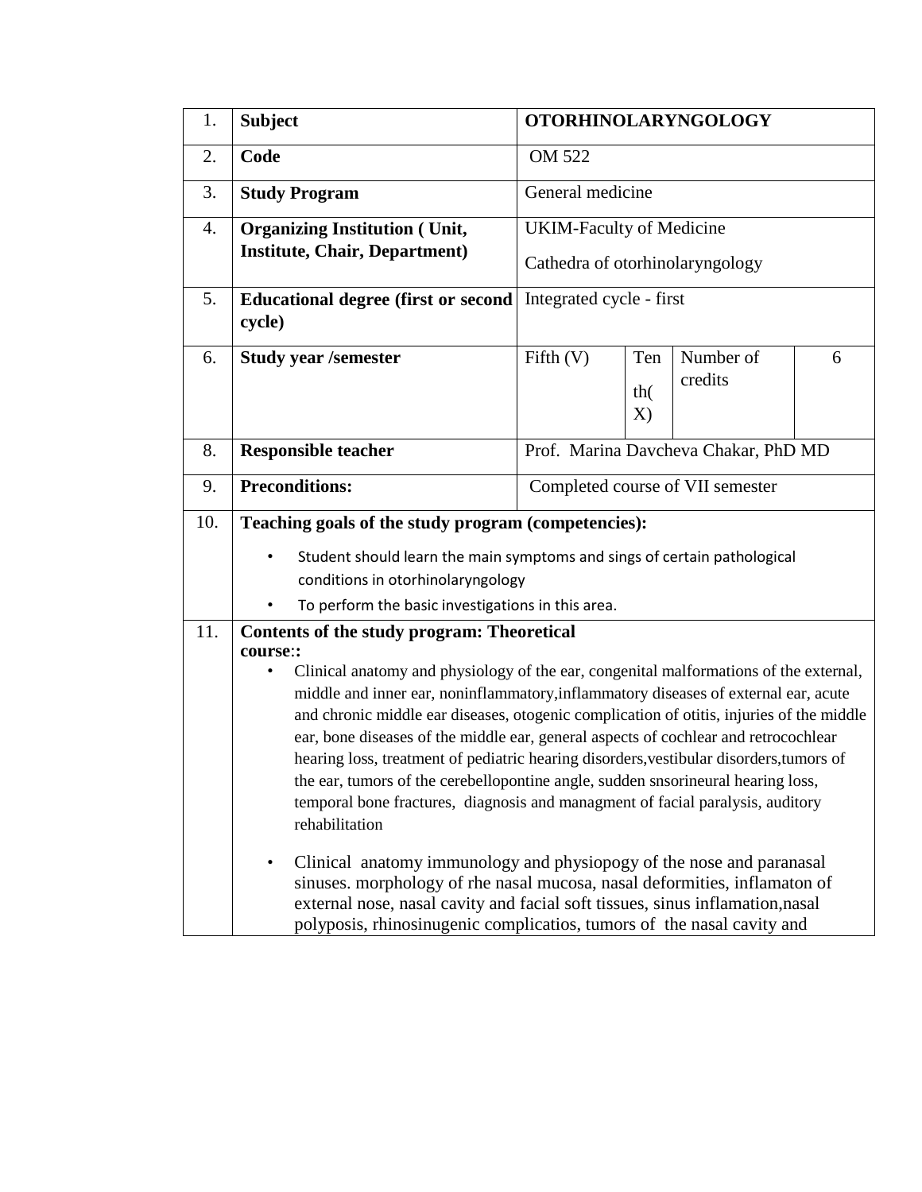| | | | | | |
|---|---|---|---|---|---|
| 1. | **Subject** | **OTORHINOLARYNGOLOGY** | | | |
| 2. | **Code** | OM 522 | | | |
| 3. | **Study Program** | General medicine | | | |
| 4. | **Organizing Institution ( Unit, Institute, Chair, Department)** | UKIM-Faculty of Medicine<br>Cathedra of otorhinolaryngology | | | |
| 5. | **Educational degree (first or second cycle)** | Integrated cycle - first | | | |
| 6. | **Study year /semester** | Fifth (V) | Tenth( X) | Number of credits | 6 |
| 8. | **Responsible teacher** | Prof. Marina Davcheva Chakar, PhD MD | | | |
| 9. | **Preconditions:** | Completed course of VII semester | | | |
| 10. | **Teaching goals of the study program (competencies):**<br>• Student should learn the main symptoms and sings of certain pathological conditions in otorhinolaryngology<br>• To perform the basic investigations in this area. | | | | |
| 11. | **Contents of the study program: Theoretical course::**<br>• Clinical anatomy and physiology of the ear, congenital malformations of the external, middle and inner ear, noninflammatory,inflammatory diseases of external ear, acute and chronic middle ear diseases, otogenic complication of otitis, injuries of the middle ear, bone diseases of the middle ear, general aspects of cochlear and retrocochlear hearing loss, treatment of pediatric hearing disorders,vestibular disorders,tumors of the ear, tumors of the cerebellopontine angle, sudden snsorineural hearing loss, temporal bone fractures, diagnosis and managment of facial paralysis, auditory rehabilitation<br>• Clinical anatomy immunology and physiopogy of the nose and paranasal sinuses. morphology of rhe nasal mucosa, nasal deformities, inflamaton of external nose, nasal cavity and facial soft tissues, sinus inflamation,nasal polyposis, rhinosinugenic complicatios, tumors of the nasal cavity and | | | | |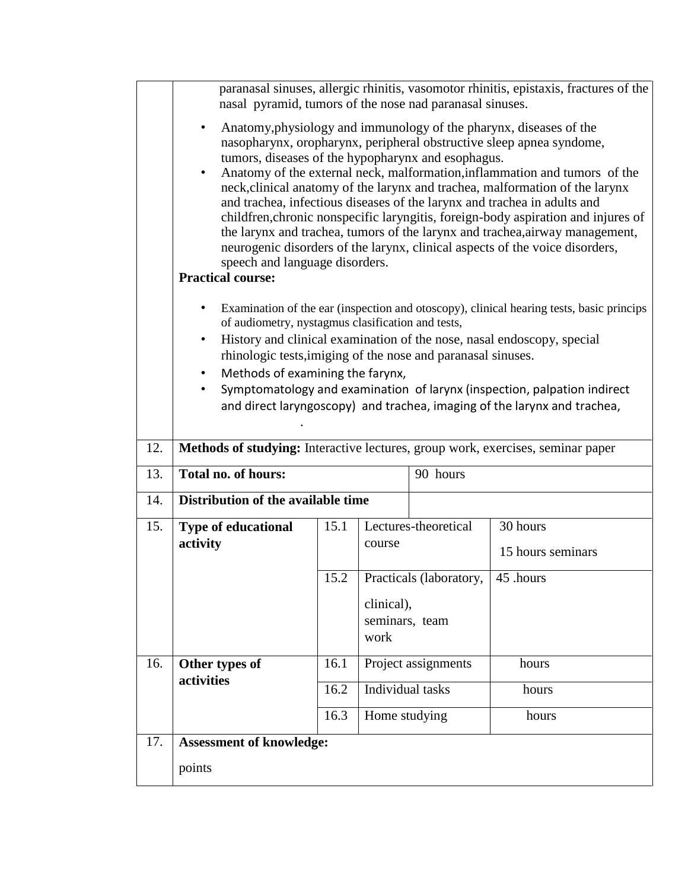| | |
|---|---|
| | paranasal sinuses, allergic rhinitis, vasomotor rhinitis, epistaxis, fractures of the nasal pyramid, tumors of the nose nad paranasal sinuses.<br>• Anatomy,physiology and immunology of the pharynx, diseases of the nasopharynx, oropharynx, peripheral obstructive sleep apnea syndome, tumors, diseases of the hypopharynx and esophagus.<br>• Anatomy of the external neck, malformation,inflammation and tumors of the neck,clinical anatomy of the larynx and trachea, malformation of the larynx and trachea, infectious diseases of the larynx and trachea in adults and childfren,chronic nonspecific laryngitis, foreign-body aspiration and injures of the larynx and trachea, tumors of the larynx and trachea,airway management, neurogenic disorders of the larynx, clinical aspects of the voice disorders, speech and language disorders.<br>**Practical course:**<br>• Examination of the ear (inspection and otoscopy), clinical hearing tests, basic princips of audiometry, nystagmus clasification and tests,<br>• History and clinical examination of the nose, nasal endoscopy, special rhinologic tests,imiging of the nose and paranasal sinuses.<br>• Methods of examining the farynx,<br>• Symptomatology and examination of larynx (inspection, palpation indirect and direct laryngoscopy) and trachea, imaging of the larynx and trachea,<br>. |

| | | | | |
|---|---|---|---|---|
| 12. | **Methods of studying:** Interactive lectures, group work, exercises, seminar paper | | | |
| 13. | **Total no. of hours:** | | | 90 hours |
| 14. | **Distribution of the available time** | | | |
| 15. | **Type of educational activity** | 15.1 | Lectures-theoretical course | 30 hours<br>15 hours seminars |
| | | 15.2 | Practicals (laboratory, clinical), seminars, team work | 45 .hours |
| 16. | **Other types of activities** | 16.1 | Project assignments | hours |
| | | 16.2 | Individual tasks | hours |
| | | 16.3 | Home studying | hours |
| 17. | **Assessment of knowledge:**<br>points | | | |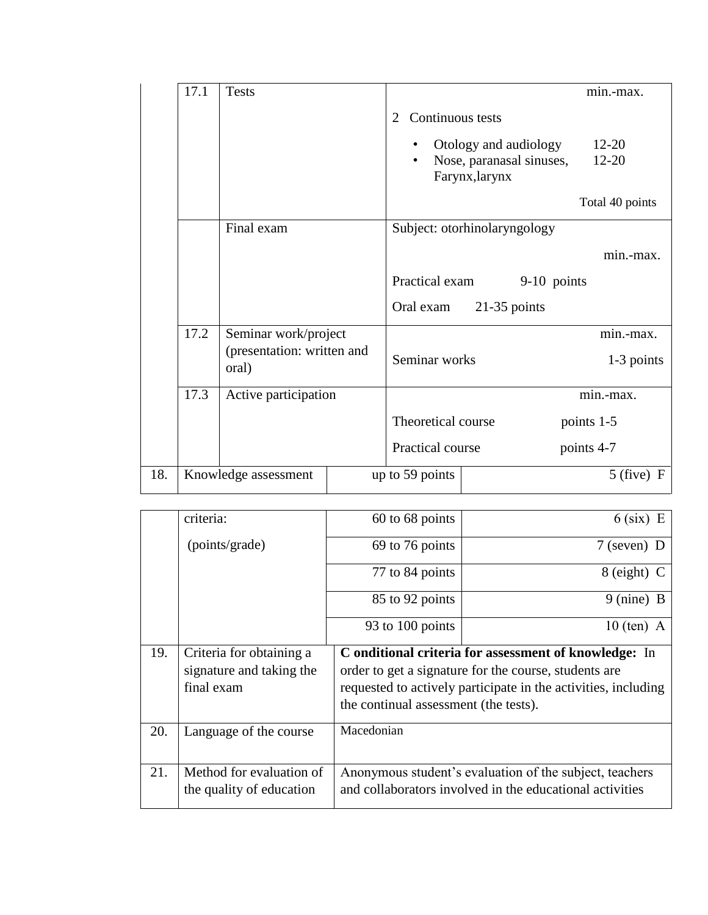| | | | |
|---|---|---|---|
| | 17.1 | Tests | min.-max.<br>2 Continuous tests<br>• Otology and audiology 12-20<br>• Nose, paranasal sinuses, Farynx,larynx 12-20<br>Total 40 points |
| | | Final exam | Subject: otorhinolaryngology<br>min.-max.<br>Practical exam 9-10 points<br>Oral exam 21-35 points |
| | 17.2 | Seminar work/project (presentation: written and oral) | min.-max.<br>Seminar works 1-3 points |
| | 17.3 | Active participation | min.-max.<br>Theoretical course points 1-5<br>Practical course points 4-7 |

| | | | |
|---|---|---|---|
| 18. | Knowledge assessment criteria: (points/grade) | up to 59 points | 5 (five) F |
| | | 60 to 68 points | 6 (six) E |
| | | 69 to 76 points | 7 (seven) D |
| | | 77 to 84 points | 8 (eight) C |
| | | 85 to 92 points | 9 (nine) B |
| | | 93 to 100 points | 10 (ten) A |
| 19. | Criteria for obtaining a signature and taking the final exam | **C onditional criteria for assessment of knowledge:** In order to get a signature for the course, students are requested to actively participate in the activities, including the continual assessment (the tests). | |
| 20. | Language of the course | Macedonian | |
| 21. | Method for evaluation of the quality of education | Anonymous student's evaluation of the subject, teachers and collaborators involved in the educational activities | |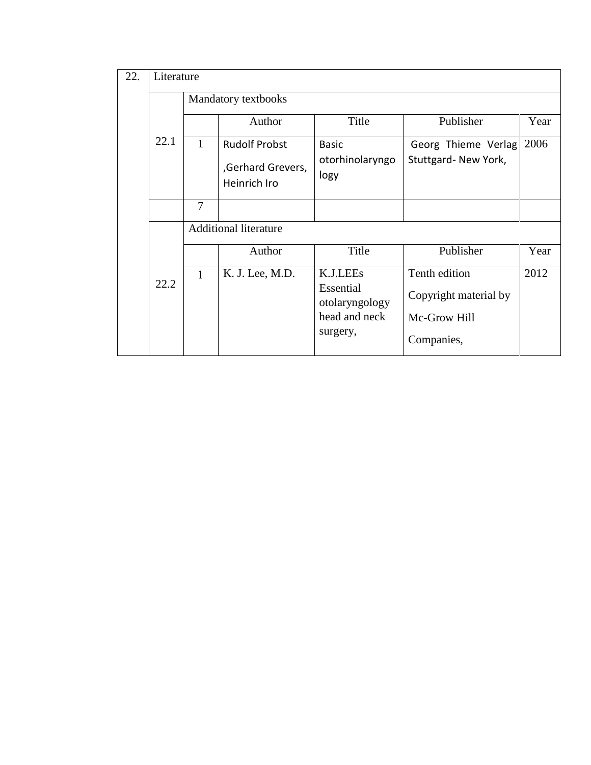| | | | | | | |
|---|---|---|---|---|---|---|
| 22. | Literature | | | | | |
| | 22.1 | Mandatory textbooks | | | | |
| | | | Author | Title | Publisher | Year |
| | | 1 | Rudolf Probst ,Gerhard Grevers, Heinrich Iro | Basic otorhinolaryngology | Georg Thieme Verlag Stuttgard- New York, | 2006 |
| | | 7 | | | | |
| | 22.2 | Additional literature | | | | |
| | | | Author | Title | Publisher | Year |
| | | 1 | K. J. Lee, M.D. | K.J.LEEs Essential otolaryngology head and neck surgery, | Tenth edition Copyright material by Mc-Grow Hill Companies, | 2012 |